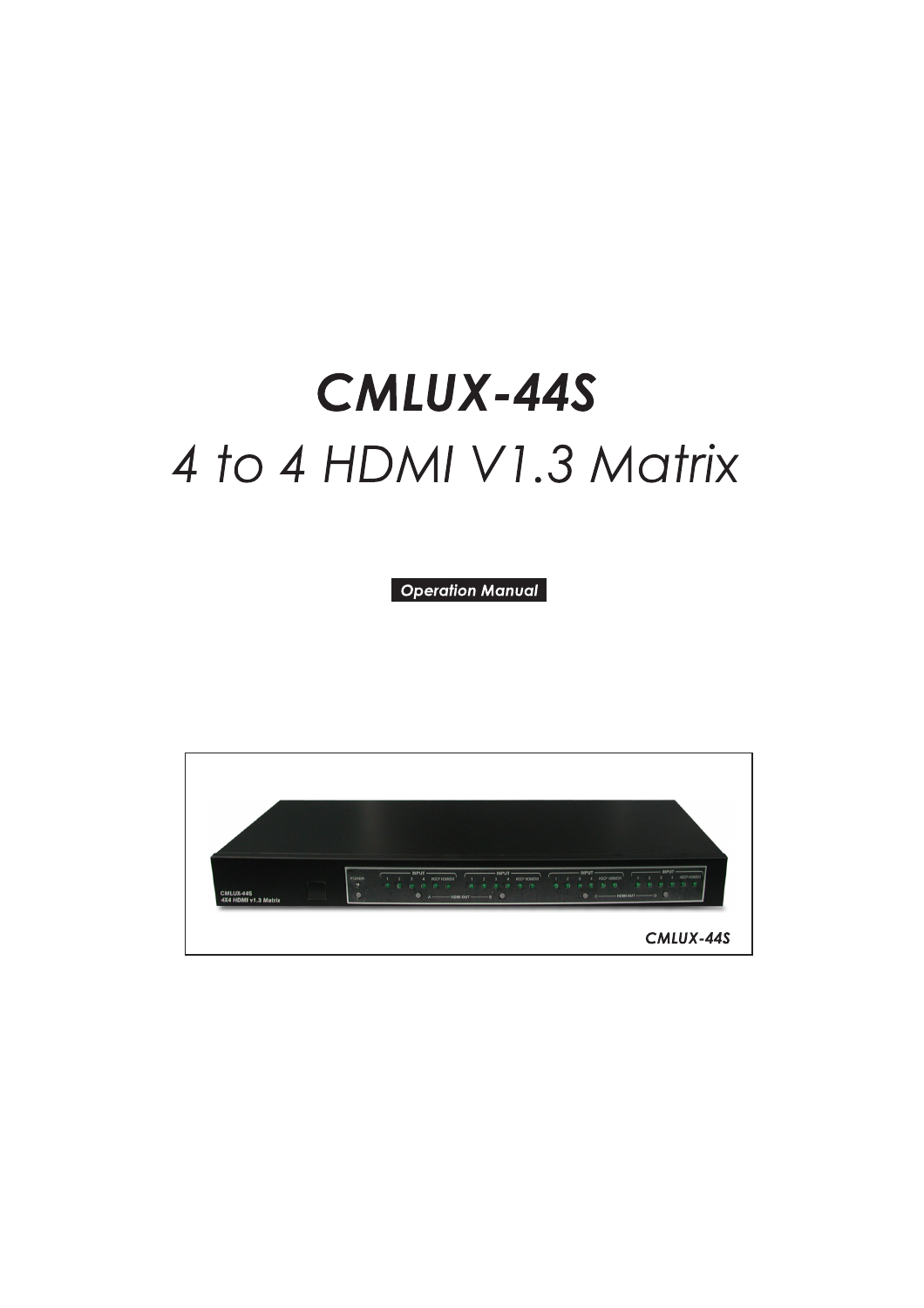# CMLUX-44S

## *4 to 4 HDMI V1.3 Matrix*

***Operation Manual***

*CMLUX-44S*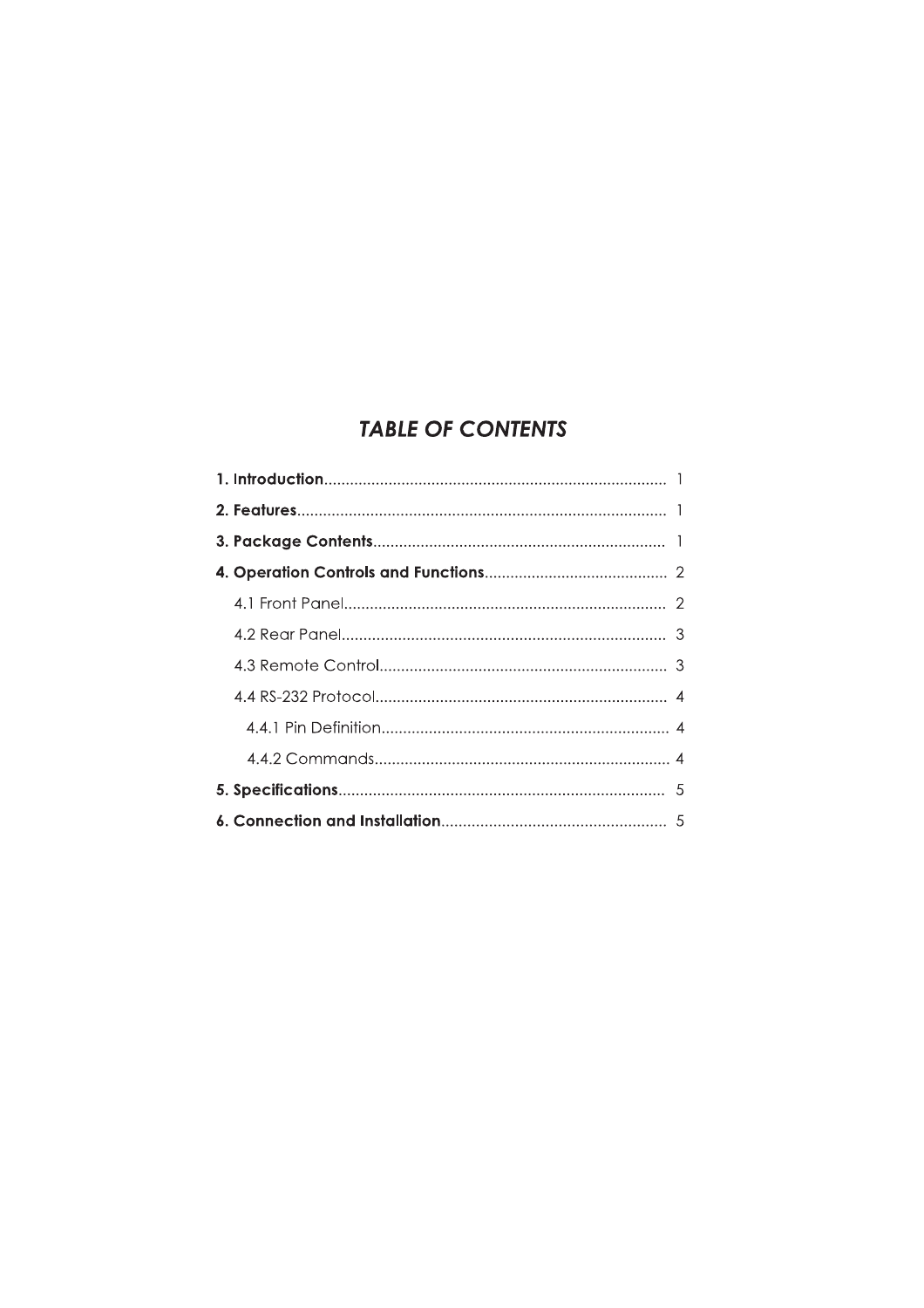# *TABLE OF CONTENTS*

**1. Introduction**............................................................................... 1

**2. Features**..................................................................................... 1

**3. Package Contents**................................................................... 1

**4. Operation Controls and Functions**........................................... 2

4.1 Front Panel.......................................................................... 2

4.2 Rear Panel........................................................................... 3

4.3 Remote Control.................................................................. 3

4.4 RS-232 Protocol................................................................... 4

4.4.1 Pin Definition.................................................................. 4

4.4.2 Commands.................................................................... 4

**5. Specifications**........................................................................... 5

**6. Connection and Installation**.................................................... 5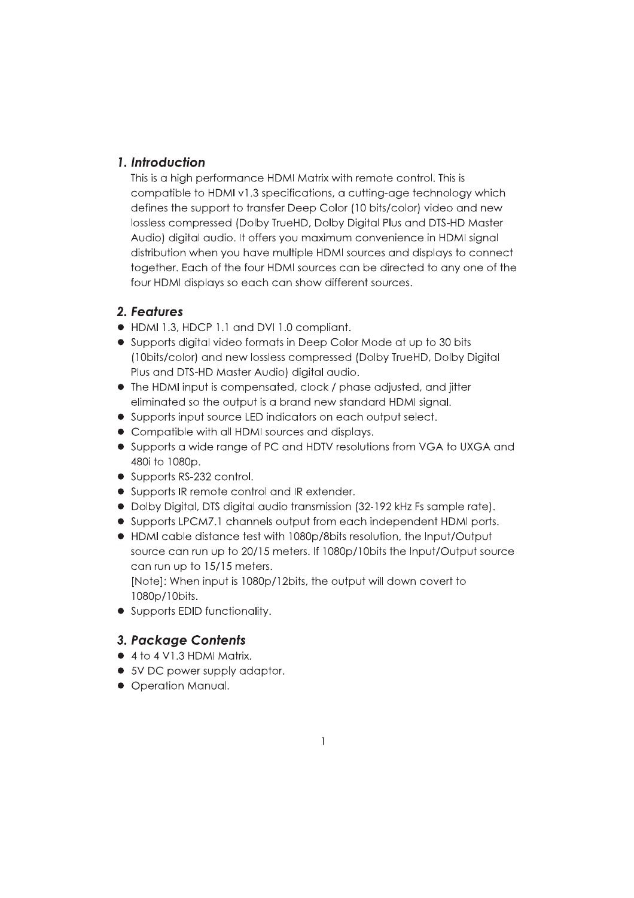## 1. Introduction

This is a high performance HDMI Matrix with remote control. This is compatible to HDMI v1.3 specifications, a cutting-age technology which defines the support to transfer Deep Color (10 bits/color) video and new lossless compressed (Dolby TrueHD, Dolby Digital Plus and DTS-HD Master Audio) digital audio. It offers you maximum convenience in HDMI signal distribution when you have multiple HDMI sources and displays to connect together. Each of the four HDMI sources can be directed to any one of the four HDMI displays so each can show different sources.

## 2. Features

- HDMI 1.3, HDCP 1.1 and DVI 1.0 compliant.
- Supports digital video formats in Deep Color Mode at up to 30 bits (10bits/color) and new lossless compressed (Dolby TrueHD, Dolby Digital Plus and DTS-HD Master Audio) digital audio.
- The HDMI input is compensated, clock / phase adjusted, and jitter eliminated so the output is a brand new standard HDMI signal.
- Supports input source LED indicators on each output select.
- Compatible with all HDMI sources and displays.
- Supports a wide range of PC and HDTV resolutions from VGA to UXGA and 480i to 1080p.
- Supports RS-232 control.
- Supports IR remote control and IR extender.
- Dolby Digital, DTS digital audio transmission (32-192 kHz Fs sample rate).
- Supports LPCM7.1 channels output from each independent HDMI ports.
- HDMI cable distance test with 1080p/8bits resolution, the Input/Output source can run up to 20/15 meters. If 1080p/10bits the Input/Output source can run up to 15/15 meters.
  [Note]: When input is 1080p/12bits, the output will down covert to 1080p/10bits.
- Supports EDID functionality.

## 3. Package Contents

- 4 to 4 V1.3 HDMI Matrix.
- 5V DC power supply adaptor.
- Operation Manual.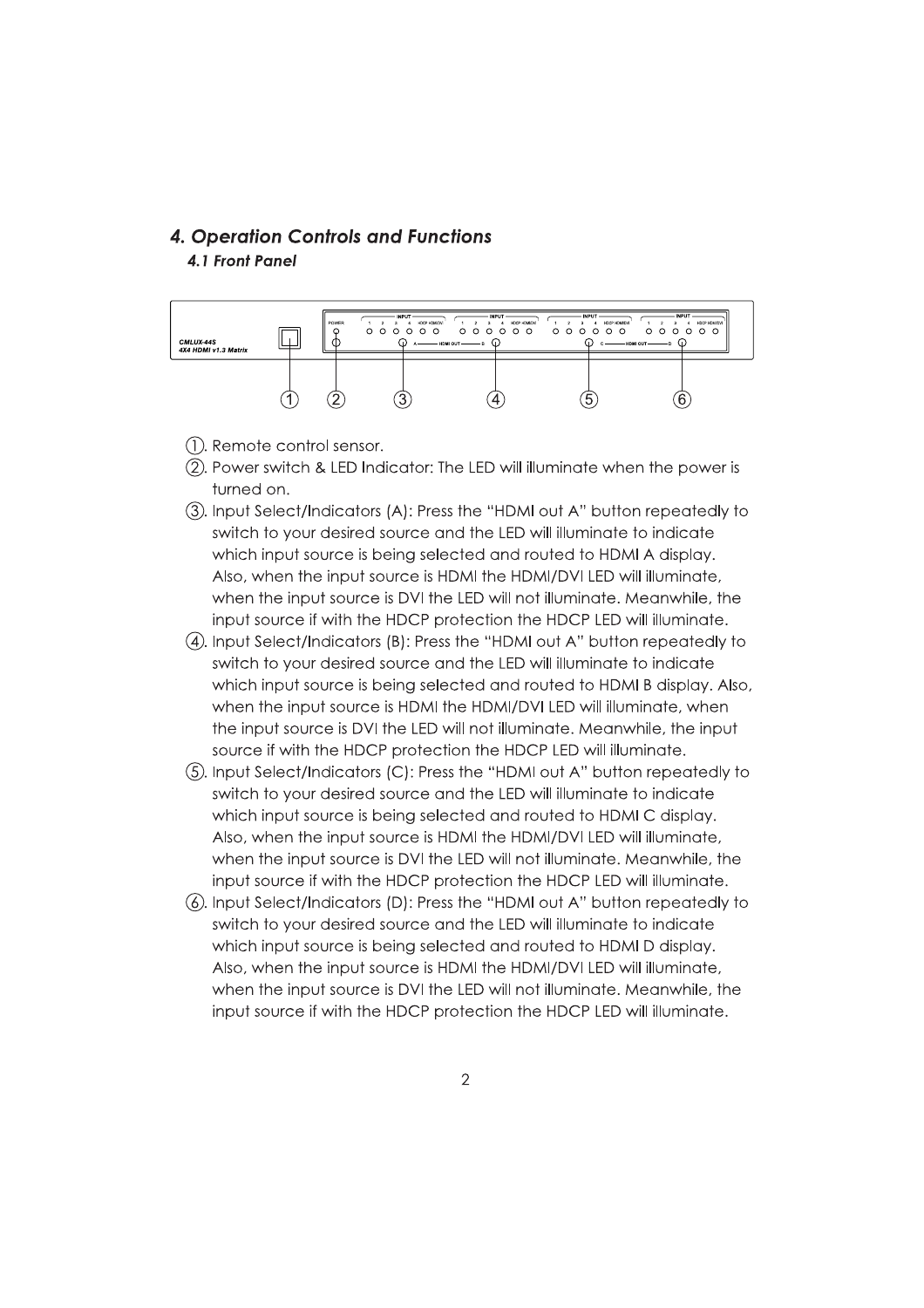## 4. Operation Controls and Functions

### 4.1 Front Panel

①. Remote control sensor.

②. Power switch & LED Indicator: The LED will illuminate when the power is turned on.

③. Input Select/Indicators (A): Press the "HDMI out A" button repeatedly to switch to your desired source and the LED will illuminate to indicate which input source is being selected and routed to HDMI A display. Also, when the input source is HDMI the HDMI/DVI LED will illuminate, when the input source is DVI the LED will not illuminate. Meanwhile, the input source if with the HDCP protection the HDCP LED will illuminate.

④. Input Select/Indicators (B): Press the "HDMI out A" button repeatedly to switch to your desired source and the LED will illuminate to indicate which input source is being selected and routed to HDMI B display. Also, when the input source is HDMI the HDMI/DVI LED will illuminate, when the input source is DVI the LED will not illuminate. Meanwhile, the input source if with the HDCP protection the HDCP LED will illuminate.

⑤. Input Select/Indicators (C): Press the "HDMI out A" button repeatedly to switch to your desired source and the LED will illuminate to indicate which input source is being selected and routed to HDMI C display. Also, when the input source is HDMI the HDMI/DVI LED will illuminate, when the input source is DVI the LED will not illuminate. Meanwhile, the input source if with the HDCP protection the HDCP LED will illuminate.

⑥. Input Select/Indicators (D): Press the "HDMI out A" button repeatedly to switch to your desired source and the LED will illuminate to indicate which input source is being selected and routed to HDMI D display. Also, when the input source is HDMI the HDMI/DVI LED will illuminate, when the input source is DVI the LED will not illuminate. Meanwhile, the input source if with the HDCP protection the HDCP LED will illuminate.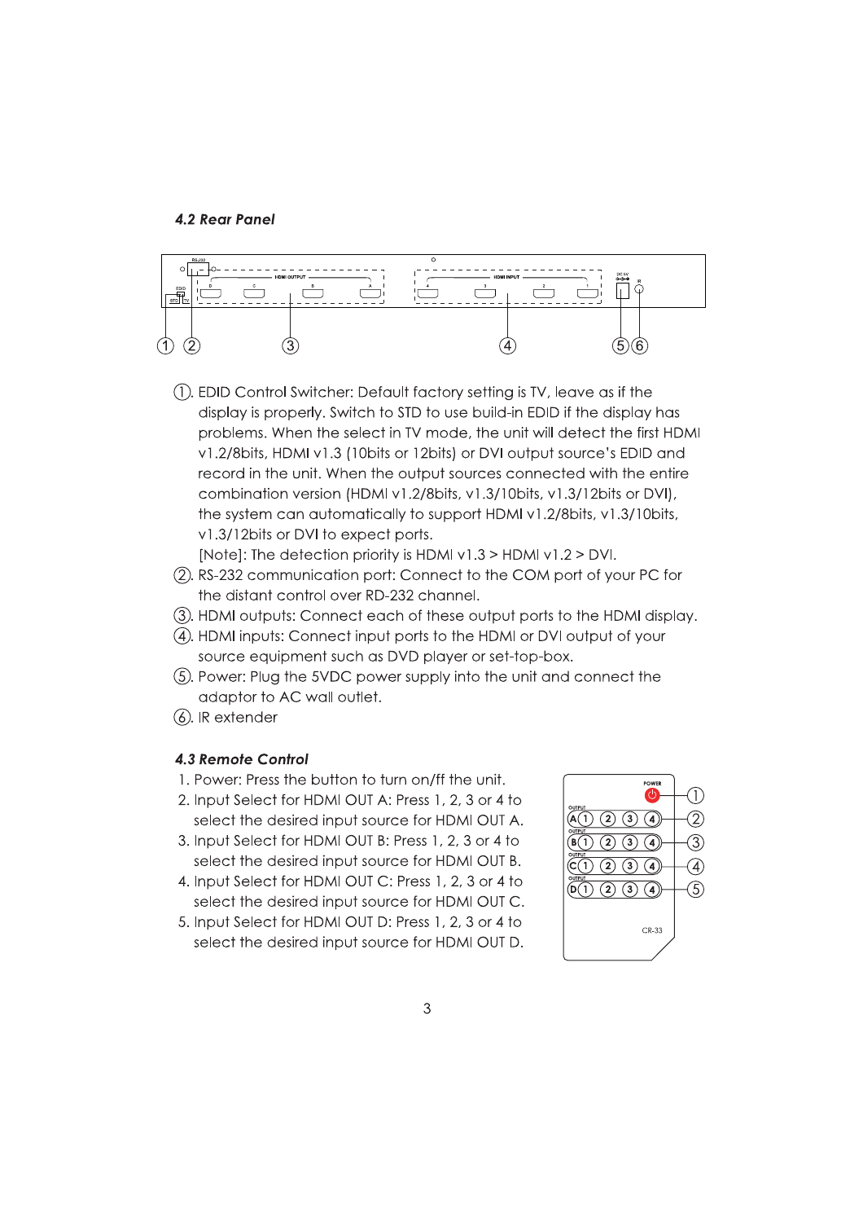### 4.2 Rear Panel

①. EDID Control Switcher: Default factory setting is TV, leave as if the display is properly. Switch to STD to use build-in EDID if the display has problems. When the select in TV mode, the unit will detect the first HDMI v1.2/8bits, HDMI v1.3 (10bits or 12bits) or DVI output source's EDID and record in the unit. When the output sources connected with the entire combination version (HDMI v1.2/8bits, v1.3/10bits, v1.3/12bits or DVI), the system can automatically to support HDMI v1.2/8bits, v1.3/10bits, v1.3/12bits or DVI to expect ports.
[Note]: The detection priority is HDMI v1.3 > HDMI v1.2 > DVI.

②. RS-232 communication port: Connect to the COM port of your PC for the distant control over RD-232 channel.

③. HDMI outputs: Connect each of these output ports to the HDMI display.

④. HDMI inputs: Connect input ports to the HDMI or DVI output of your source equipment such as DVD player or set-top-box.

⑤. Power: Plug the 5VDC power supply into the unit and connect the adaptor to AC wall outlet.

⑥. IR extender

### 4.3 Remote Control

1. Power: Press the button to turn on/ff the unit.
2. Input Select for HDMI OUT A: Press 1, 2, 3 or 4 to select the desired input source for HDMI OUT A.
3. Input Select for HDMI OUT B: Press 1, 2, 3 or 4 to select the desired input source for HDMI OUT B.
4. Input Select for HDMI OUT C: Press 1, 2, 3 or 4 to select the desired input source for HDMI OUT C.
5. Input Select for HDMI OUT D: Press 1, 2, 3 or 4 to select the desired input source for HDMI OUT D.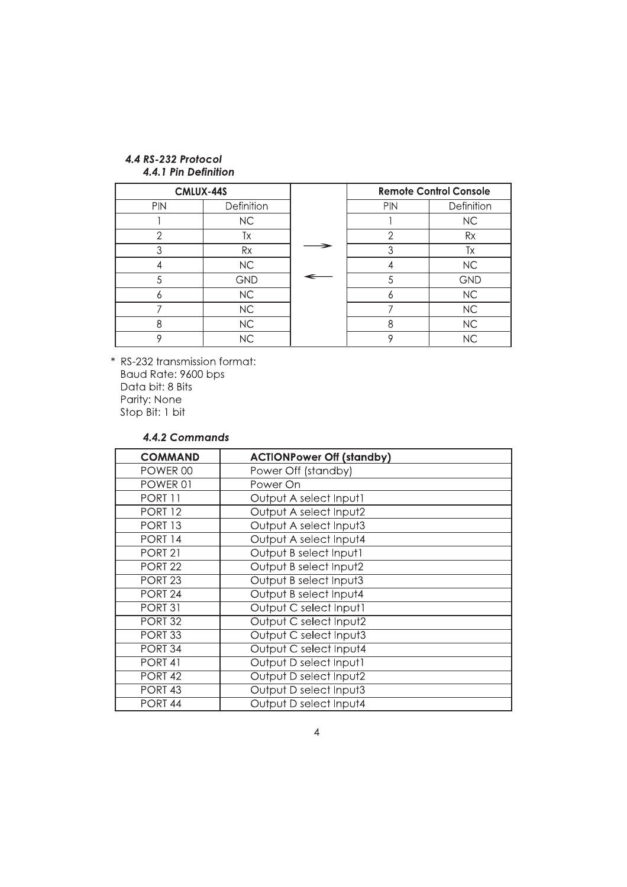### *4.4 RS-232 Protocol*

#### *4.4.1 Pin Definition*

| CMLUX-44S | | | Remote Control Console | |
|---|---|---|---|---|
| PIN | Definition | | PIN | Definition |
| 1 | NC | | 1 | NC |
| 2 | Tx | | 2 | Rx |
| 3 | Rx | → | 3 | Tx |
| 4 | NC | | 4 | NC |
| 5 | GND | ← | 5 | GND |
| 6 | NC | | 6 | NC |
| 7 | NC | | 7 | NC |
| 8 | NC | | 8 | NC |
| 9 | NC | | 9 | NC |

\* RS-232 transmission format:
Baud Rate: 9600 bps
Data bit: 8 Bits
Parity: None
Stop Bit: 1 bit

#### *4.4.2 Commands*

| COMMAND | ACTIONPower Off (standby) |
|---|---|
| POWER 00 | Power Off (standby) |
| POWER 01 | Power On |
| PORT 11 | Output A select Input1 |
| PORT 12 | Output A select Input2 |
| PORT 13 | Output A select Input3 |
| PORT 14 | Output A select Input4 |
| PORT 21 | Output B select Input1 |
| PORT 22 | Output B select Input2 |
| PORT 23 | Output B select Input3 |
| PORT 24 | Output B select Input4 |
| PORT 31 | Output C select Input1 |
| PORT 32 | Output C select Input2 |
| PORT 33 | Output C select Input3 |
| PORT 34 | Output C select Input4 |
| PORT 41 | Output D select Input1 |
| PORT 42 | Output D select Input2 |
| PORT 43 | Output D select Input3 |
| PORT 44 | Output D select Input4 |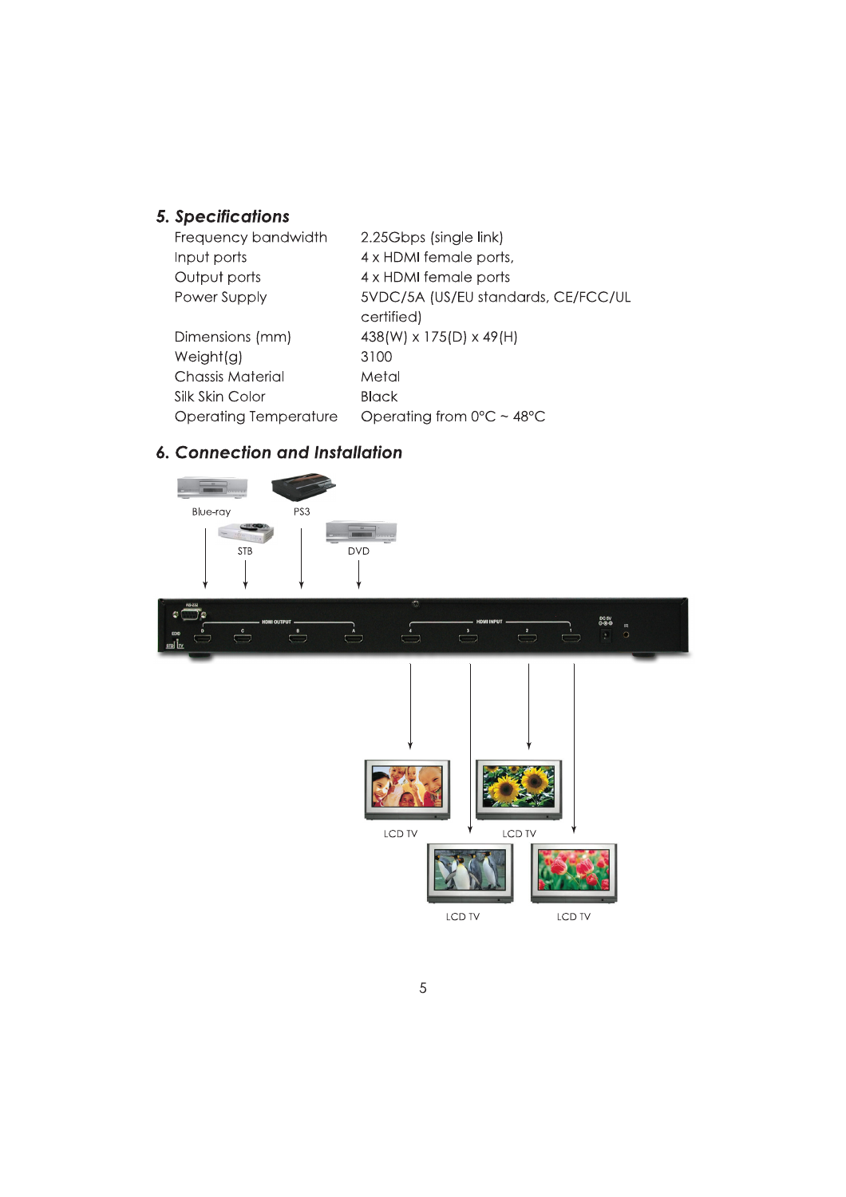## 5. Specifications

| | |
|---|---|
| Frequency bandwidth | 2.25Gbps (single link) |
| Input ports | 4 x HDMI female ports, |
| Output ports | 4 x HDMI female ports |
| Power Supply | 5VDC/5A (US/EU standards, CE/FCC/UL certified) |
| Dimensions (mm) | 438(W) x 175(D) x 49(H) |
| Weight(g) | 3100 |
| Chassis Material | Metal |
| Silk Skin Color | Black |
| Operating Temperature | Operating from 0°C ~ 48°C |

## 6. Connection and Installation

Blue-ray

PS3

STB

DVD

LCD TV

LCD TV

LCD TV

LCD TV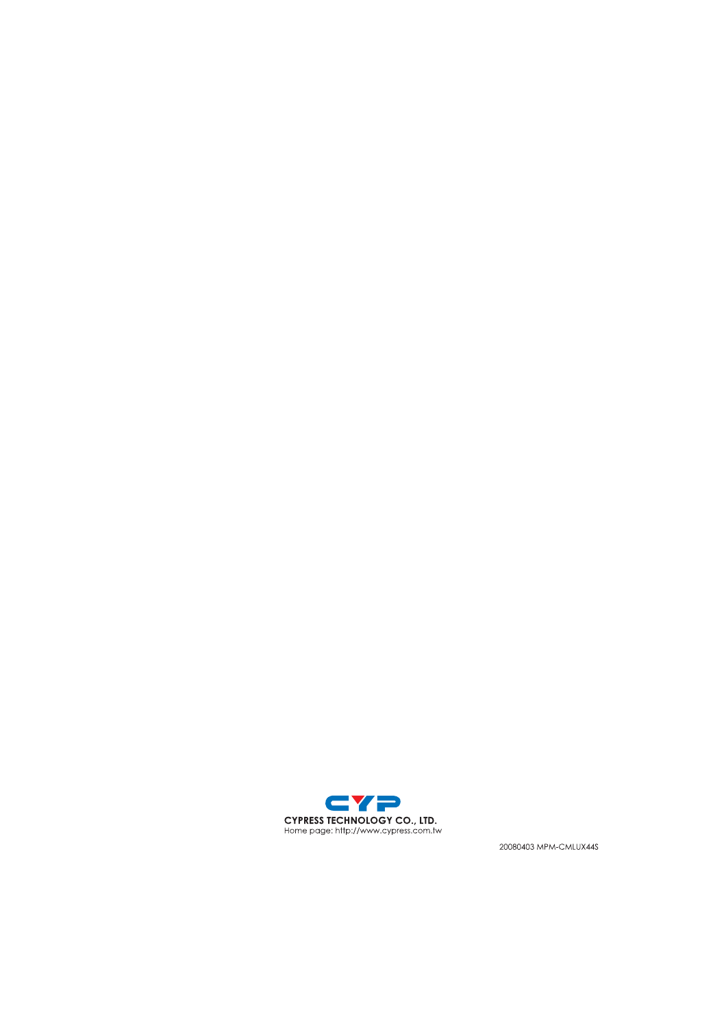CYPRESS TECHNOLOGY CO., LTD.

Home page: http://www.cypress.com.tw

20080403 MPM-CMLUX44S